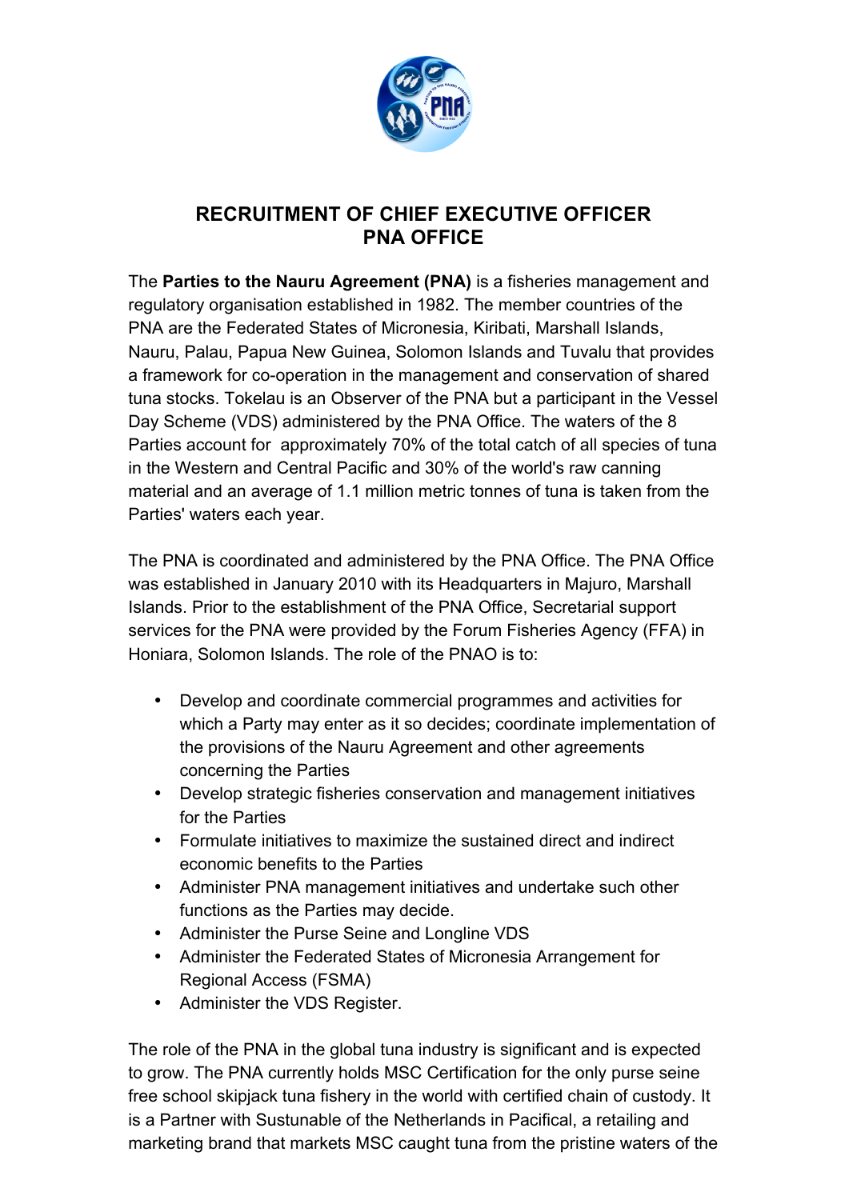# RECRUITMENT OF CHIEF EXECUTIVE OFFICER
# PNA OFFICE

The **Parties to the Nauru Agreement (PNA)** is a fisheries management and regulatory organisation established in 1982. The member countries of the PNA are the Federated States of Micronesia, Kiribati, Marshall Islands, Nauru, Palau, Papua New Guinea, Solomon Islands and Tuvalu that provides a framework for co-operation in the management and conservation of shared tuna stocks. Tokelau is an Observer of the PNA but a participant in the Vessel Day Scheme (VDS) administered by the PNA Office. The waters of the 8 Parties account for approximately 70% of the total catch of all species of tuna in the Western and Central Pacific and 30% of the world's raw canning material and an average of 1.1 million metric tonnes of tuna is taken from the Parties' waters each year.

The PNA is coordinated and administered by the PNA Office. The PNA Office was established in January 2010 with its Headquarters in Majuro, Marshall Islands. Prior to the establishment of the PNA Office, Secretarial support services for the PNA were provided by the Forum Fisheries Agency (FFA) in Honiara, Solomon Islands. The role of the PNAO is to:

- Develop and coordinate commercial programmes and activities for which a Party may enter as it so decides; coordinate implementation of the provisions of the Nauru Agreement and other agreements concerning the Parties
- Develop strategic fisheries conservation and management initiatives for the Parties
- Formulate initiatives to maximize the sustained direct and indirect economic benefits to the Parties
- Administer PNA management initiatives and undertake such other functions as the Parties may decide.
- Administer the Purse Seine and Longline VDS
- Administer the Federated States of Micronesia Arrangement for Regional Access (FSMA)
- Administer the VDS Register.

The role of the PNA in the global tuna industry is significant and is expected to grow. The PNA currently holds MSC Certification for the only purse seine free school skipjack tuna fishery in the world with certified chain of custody. It is a Partner with Sustunable of the Netherlands in Pacifical, a retailing and marketing brand that markets MSC caught tuna from the pristine waters of the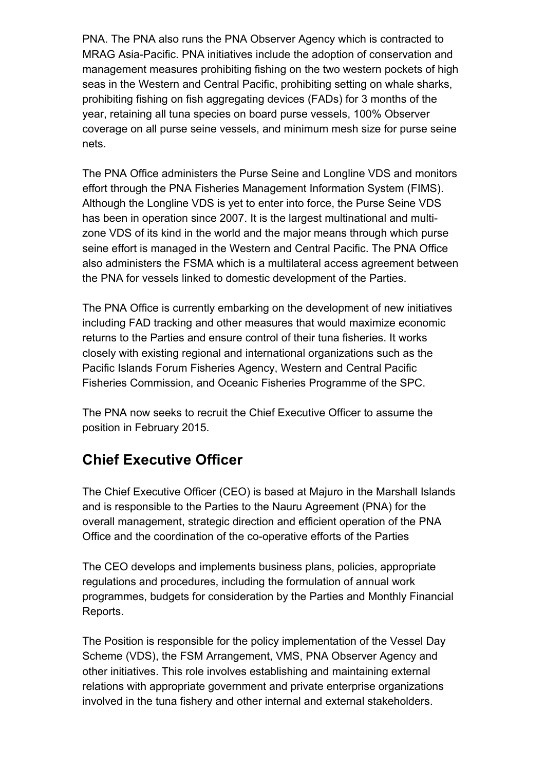PNA. The PNA also runs the PNA Observer Agency which is contracted to MRAG Asia-Pacific. PNA initiatives include the adoption of conservation and management measures prohibiting fishing on the two western pockets of high seas in the Western and Central Pacific, prohibiting setting on whale sharks, prohibiting fishing on fish aggregating devices (FADs) for 3 months of the year, retaining all tuna species on board purse vessels, 100% Observer coverage on all purse seine vessels, and minimum mesh size for purse seine nets.

The PNA Office administers the Purse Seine and Longline VDS and monitors effort through the PNA Fisheries Management Information System (FIMS). Although the Longline VDS is yet to enter into force, the Purse Seine VDS has been in operation since 2007. It is the largest multinational and multi-zone VDS of its kind in the world and the major means through which purse seine effort is managed in the Western and Central Pacific. The PNA Office also administers the FSMA which is a multilateral access agreement between the PNA for vessels linked to domestic development of the Parties.

The PNA Office is currently embarking on the development of new initiatives including FAD tracking and other measures that would maximize economic returns to the Parties and ensure control of their tuna fisheries. It works closely with existing regional and international organizations such as the Pacific Islands Forum Fisheries Agency, Western and Central Pacific Fisheries Commission, and Oceanic Fisheries Programme of the SPC.

The PNA now seeks to recruit the Chief Executive Officer to assume the position in February 2015.

## Chief Executive Officer

The Chief Executive Officer (CEO) is based at Majuro in the Marshall Islands and is responsible to the Parties to the Nauru Agreement (PNA) for the overall management, strategic direction and efficient operation of the PNA Office and the coordination of the co-operative efforts of the Parties

The CEO develops and implements business plans, policies, appropriate regulations and procedures, including the formulation of annual work programmes, budgets for consideration by the Parties and Monthly Financial Reports.

The Position is responsible for the policy implementation of the Vessel Day Scheme (VDS), the FSM Arrangement, VMS, PNA Observer Agency and other initiatives. This role involves establishing and maintaining external relations with appropriate government and private enterprise organizations involved in the tuna fishery and other internal and external stakeholders.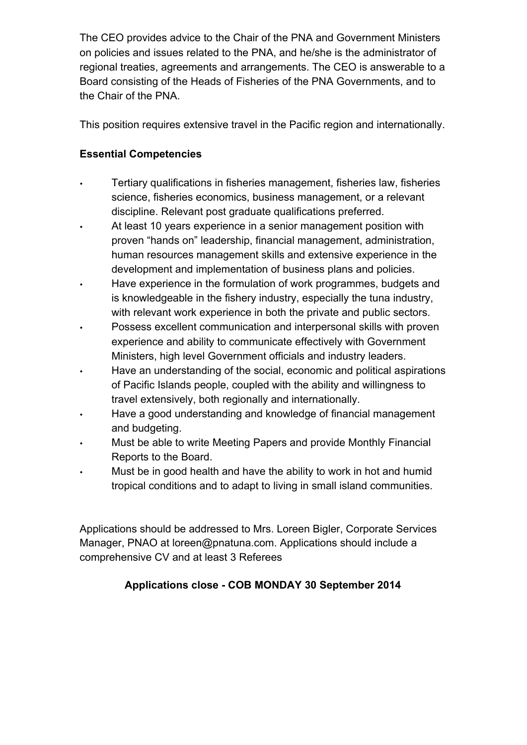The CEO provides advice to the Chair of the PNA and Government Ministers on policies and issues related to the PNA, and he/she is the administrator of regional treaties, agreements and arrangements. The CEO is answerable to a Board consisting of the Heads of Fisheries of the PNA Governments, and to the Chair of the PNA.

This position requires extensive travel in the Pacific region and internationally.

**Essential Competencies**

- Tertiary qualifications in fisheries management, fisheries law, fisheries science, fisheries economics, business management, or a relevant discipline. Relevant post graduate qualifications preferred.
- At least 10 years experience in a senior management position with proven "hands on" leadership, financial management, administration, human resources management skills and extensive experience in the development and implementation of business plans and policies.
- Have experience in the formulation of work programmes, budgets and is knowledgeable in the fishery industry, especially the tuna industry, with relevant work experience in both the private and public sectors.
- Possess excellent communication and interpersonal skills with proven experience and ability to communicate effectively with Government Ministers, high level Government officials and industry leaders.
- Have an understanding of the social, economic and political aspirations of Pacific Islands people, coupled with the ability and willingness to travel extensively, both regionally and internationally.
- Have a good understanding and knowledge of financial management and budgeting.
- Must be able to write Meeting Papers and provide Monthly Financial Reports to the Board.
- Must be in good health and have the ability to work in hot and humid tropical conditions and to adapt to living in small island communities.

Applications should be addressed to Mrs. Loreen Bigler, Corporate Services Manager, PNAO at loreen@pnatuna.com. Applications should include a comprehensive CV and at least 3 Referees

**Applications close - COB MONDAY 30 September 2014**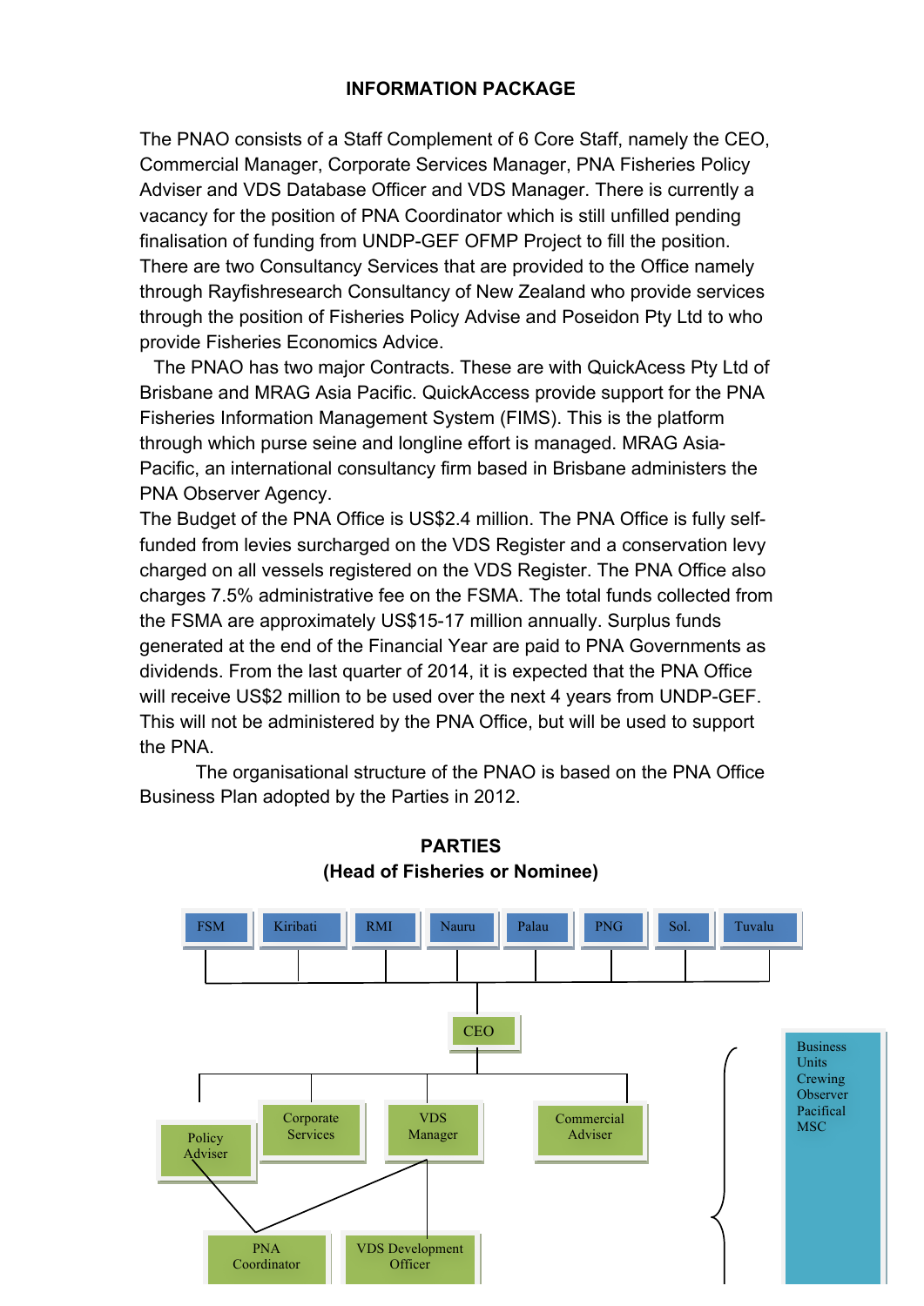**INFORMATION PACKAGE**

The PNAO consists of a Staff Complement of 6 Core Staff, namely the CEO, Commercial Manager, Corporate Services Manager, PNA Fisheries Policy Adviser and VDS Database Officer and VDS Manager. There is currently a vacancy for the position of PNA Coordinator which is still unfilled pending finalisation of funding from UNDP-GEF OFMP Project to fill the position. There are two Consultancy Services that are provided to the Office namely through Rayfishresearch Consultancy of New Zealand who provide services through the position of Fisheries Policy Advise and Poseidon Pty Ltd to who provide Fisheries Economics Advice.

The PNAO has two major Contracts. These are with QuickAcess Pty Ltd of Brisbane and MRAG Asia Pacific. QuickAccess provide support for the PNA Fisheries Information Management System (FIMS). This is the platform through which purse seine and longline effort is managed. MRAG Asia-Pacific, an international consultancy firm based in Brisbane administers the PNA Observer Agency.

The Budget of the PNA Office is US$2.4 million. The PNA Office is fully self-funded from levies surcharged on the VDS Register and a conservation levy charged on all vessels registered on the VDS Register. The PNA Office also charges 7.5% administrative fee on the FSMA. The total funds collected from the FSMA are approximately US$15-17 million annually. Surplus funds generated at the end of the Financial Year are paid to PNA Governments as dividends. From the last quarter of 2014, it is expected that the PNA Office will receive US$2 million to be used over the next 4 years from UNDP-GEF. This will not be administered by the PNA Office, but will be used to support the PNA.

The organisational structure of the PNAO is based on the PNA Office Business Plan adopted by the Parties in 2012.

**PARTIES**
**(Head of Fisheries or Nominee)**

FSM | Kiribati | RMI | Nauru | Palau | PNG | Sol. | Tuvalu

CEO

Policy Adviser | Corporate Services | VDS Manager | Commercial Adviser

PNA Coordinator | VDS Development Officer

Business Units
Crewing
Observer
Pacifical
MSC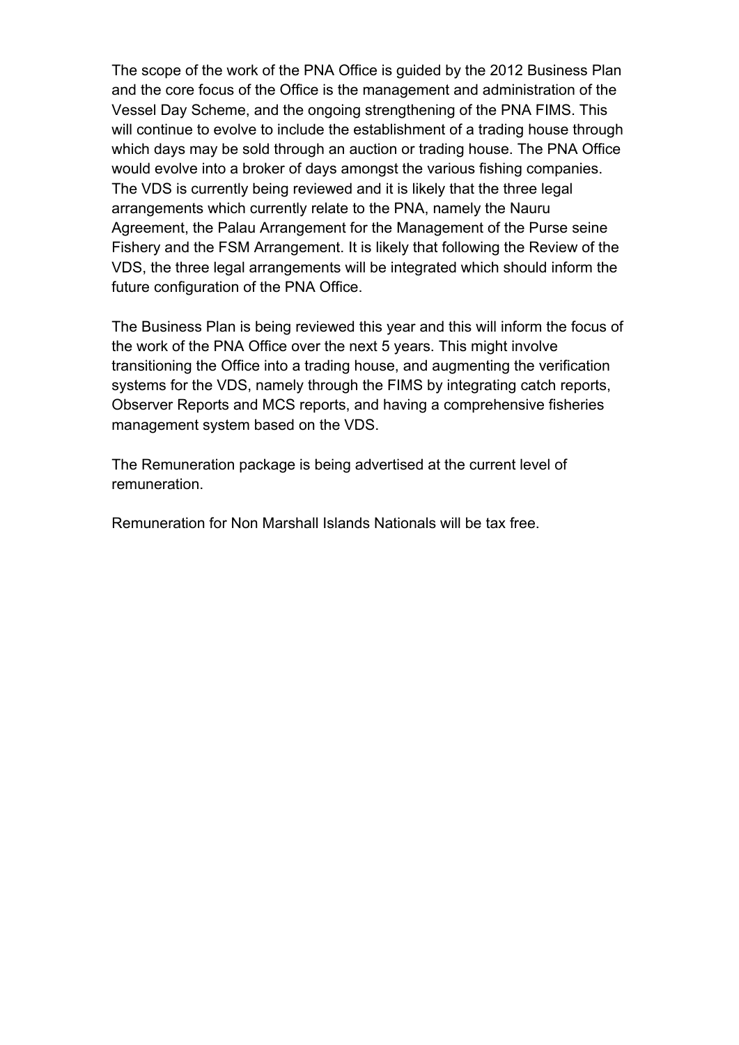The scope of the work of the PNA Office is guided by the 2012 Business Plan and the core focus of the Office is the management and administration of the Vessel Day Scheme, and the ongoing strengthening of the PNA FIMS. This will continue to evolve to include the establishment of a trading house through which days may be sold through an auction or trading house. The PNA Office would evolve into a broker of days amongst the various fishing companies. The VDS is currently being reviewed and it is likely that the three legal arrangements which currently relate to the PNA, namely the Nauru Agreement, the Palau Arrangement for the Management of the Purse seine Fishery and the FSM Arrangement. It is likely that following the Review of the VDS, the three legal arrangements will be integrated which should inform the future configuration of the PNA Office.

The Business Plan is being reviewed this year and this will inform the focus of the work of the PNA Office over the next 5 years. This might involve transitioning the Office into a trading house, and augmenting the verification systems for the VDS, namely through the FIMS by integrating catch reports, Observer Reports and MCS reports, and having a comprehensive fisheries management system based on the VDS.

The Remuneration package is being advertised at the current level of remuneration.

Remuneration for Non Marshall Islands Nationals will be tax free.